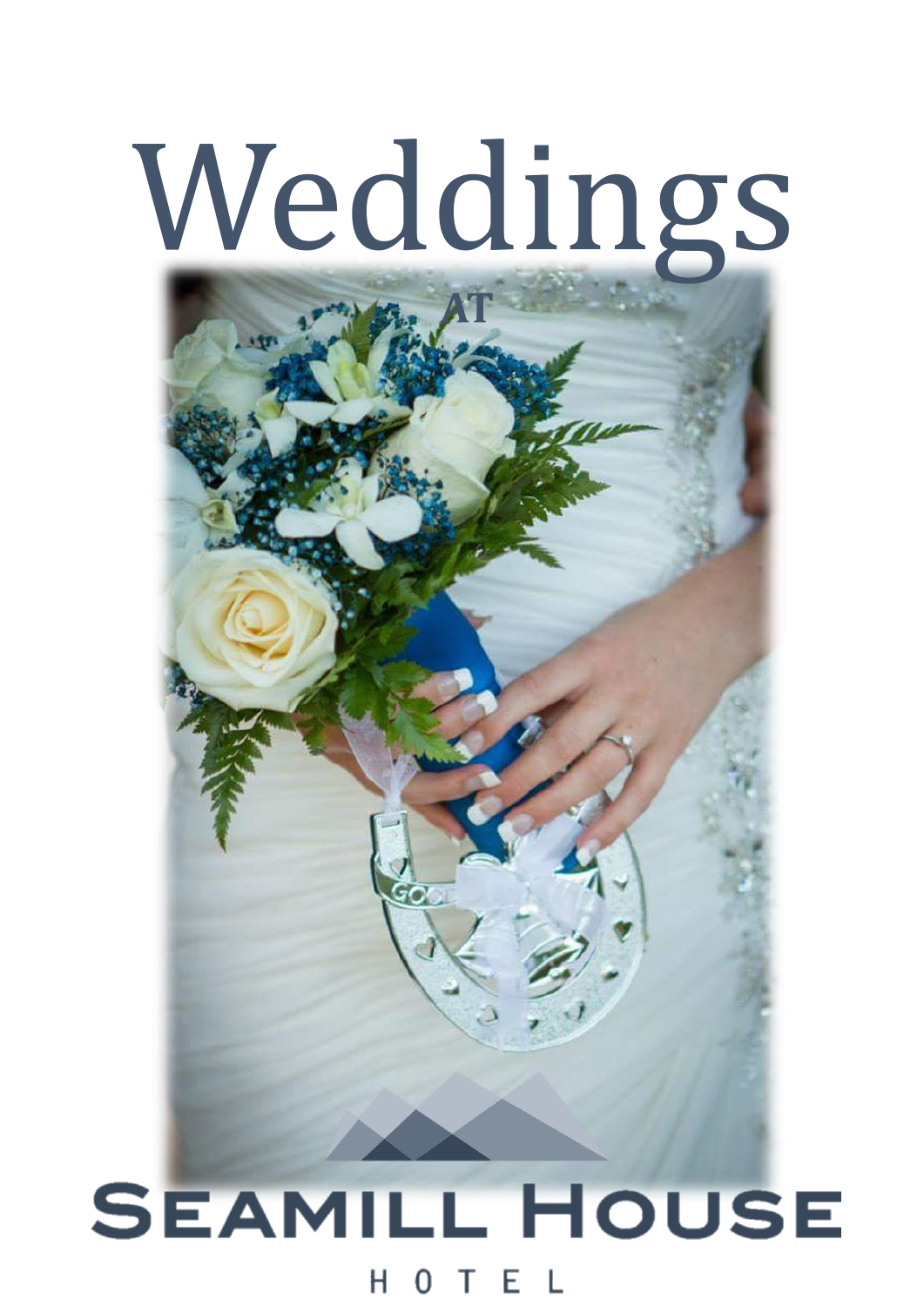# Weddings

AT

SEAMILL HOUSE

HOTEL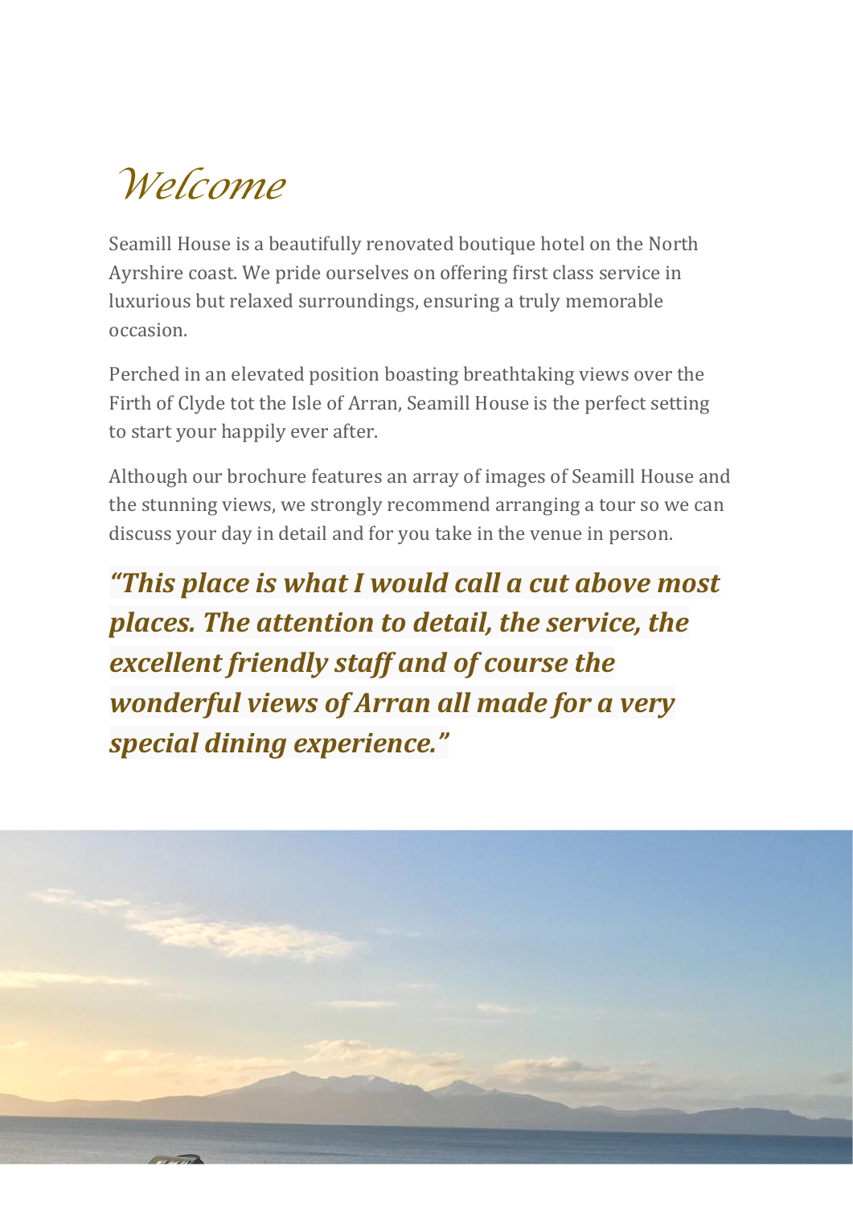# Welcome

Seamill House is a beautifully renovated boutique hotel on the North Ayrshire coast. We pride ourselves on offering first class service in luxurious but relaxed surroundings, ensuring a truly memorable occasion.

Perched in an elevated position boasting breathtaking views over the Firth of Clyde tot the Isle of Arran, Seamill House is the perfect setting to start your happily ever after.

Although our brochure features an array of images of Seamill House and the stunning views, we strongly recommend arranging a tour so we can discuss your day in detail and for you take in the venue in person.

***"This place is what I would call a cut above most places. The attention to detail, the service, the excellent friendly staff and of course the wonderful views of Arran all made for a very special dining experience."***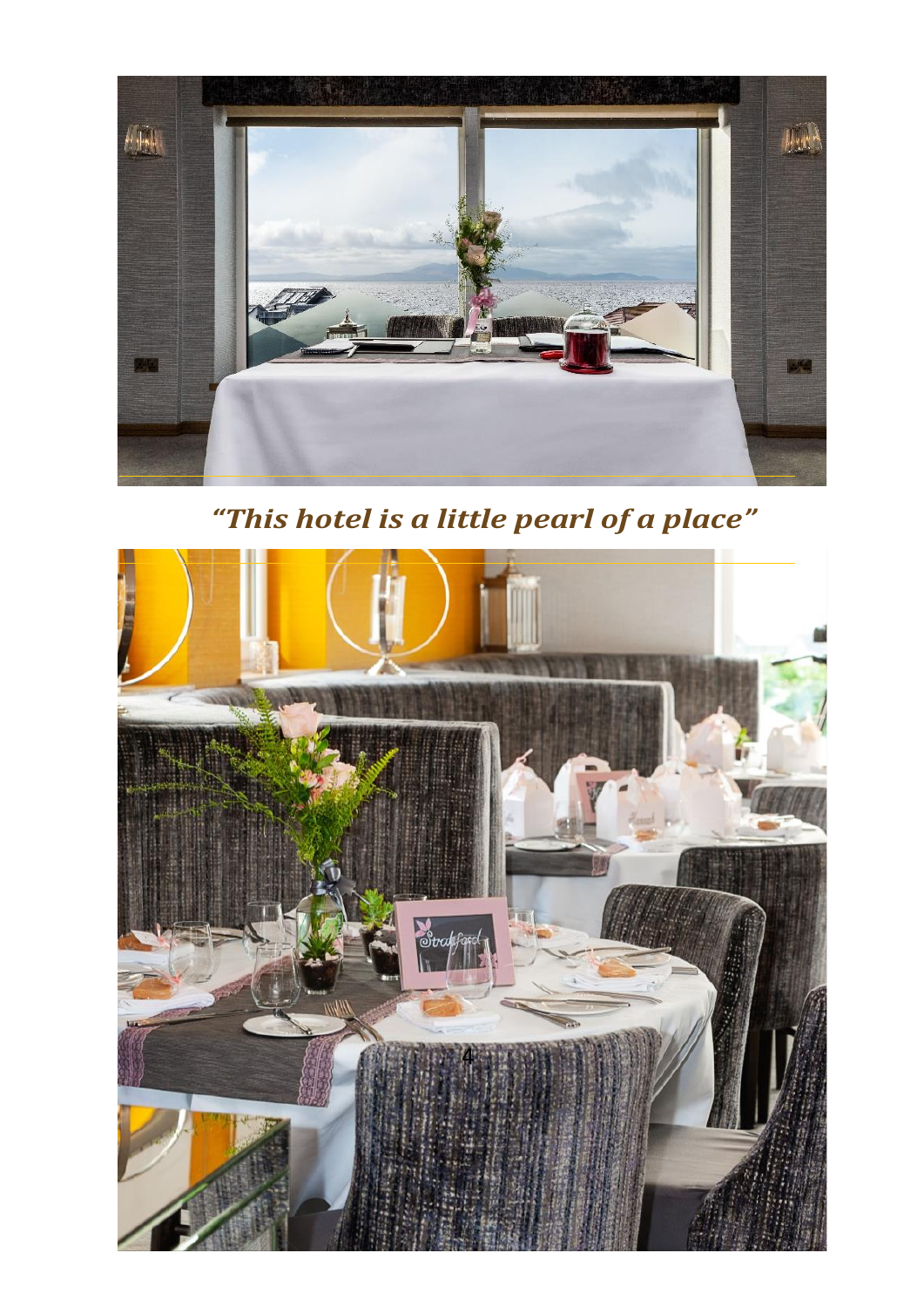*“This hotel is a little pearl of a place”*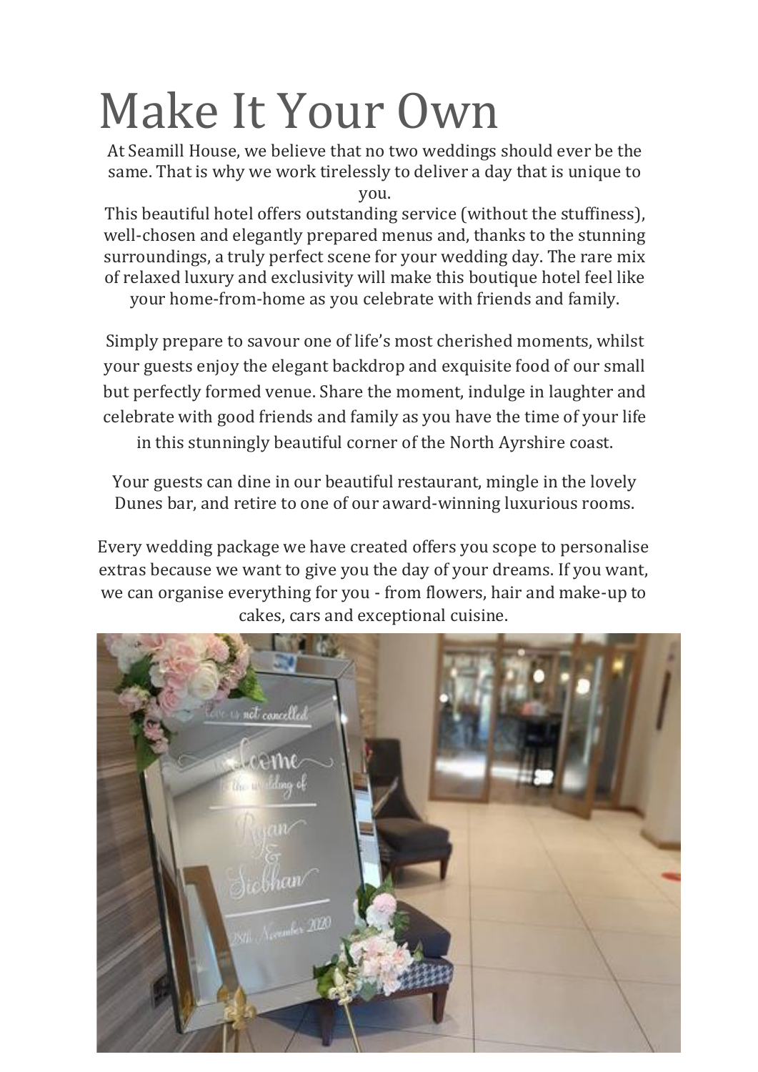# Make It Your Own

At Seamill House, we believe that no two weddings should ever be the same. That is why we work tirelessly to deliver a day that is unique to you.

This beautiful hotel offers outstanding service (without the stuffiness), well-chosen and elegantly prepared menus and, thanks to the stunning surroundings, a truly perfect scene for your wedding day. The rare mix of relaxed luxury and exclusivity will make this boutique hotel feel like your home-from-home as you celebrate with friends and family.

Simply prepare to savour one of life's most cherished moments, whilst your guests enjoy the elegant backdrop and exquisite food of our small but perfectly formed venue. Share the moment, indulge in laughter and celebrate with good friends and family as you have the time of your life in this stunningly beautiful corner of the North Ayrshire coast.

Your guests can dine in our beautiful restaurant, mingle in the lovely Dunes bar, and retire to one of our award-winning luxurious rooms.

Every wedding package we have created offers you scope to personalise extras because we want to give you the day of your dreams. If you want, we can organise everything for you - from flowers, hair and make-up to cakes, cars and exceptional cuisine.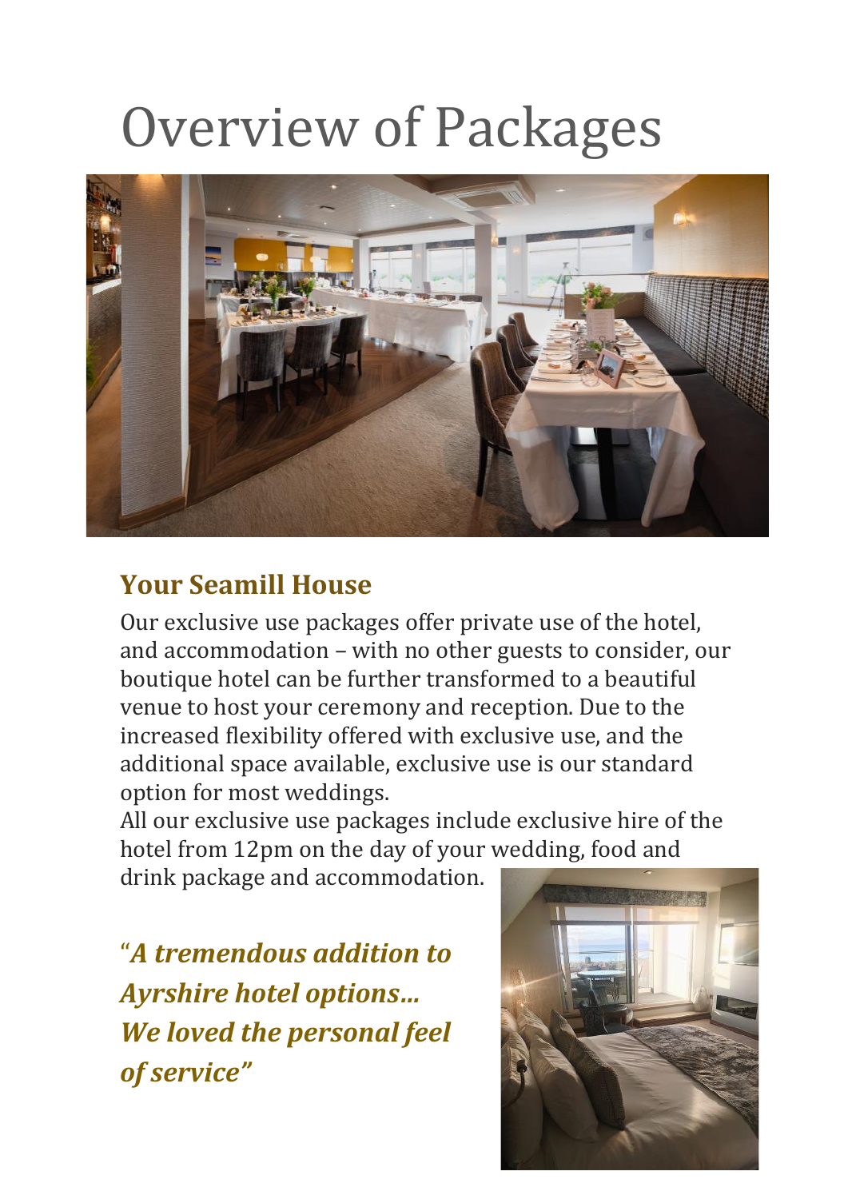# Overview of Packages

## Your Seamill House

Our exclusive use packages offer private use of the hotel, and accommodation – with no other guests to consider, our boutique hotel can be further transformed to a beautiful venue to host your ceremony and reception. Due to the increased flexibility offered with exclusive use, and the additional space available, exclusive use is our standard option for most weddings.

All our exclusive use packages include exclusive hire of the hotel from 12pm on the day of your wedding, food and drink package and accommodation.

***"A tremendous addition to Ayrshire hotel options… We loved the personal feel of service"***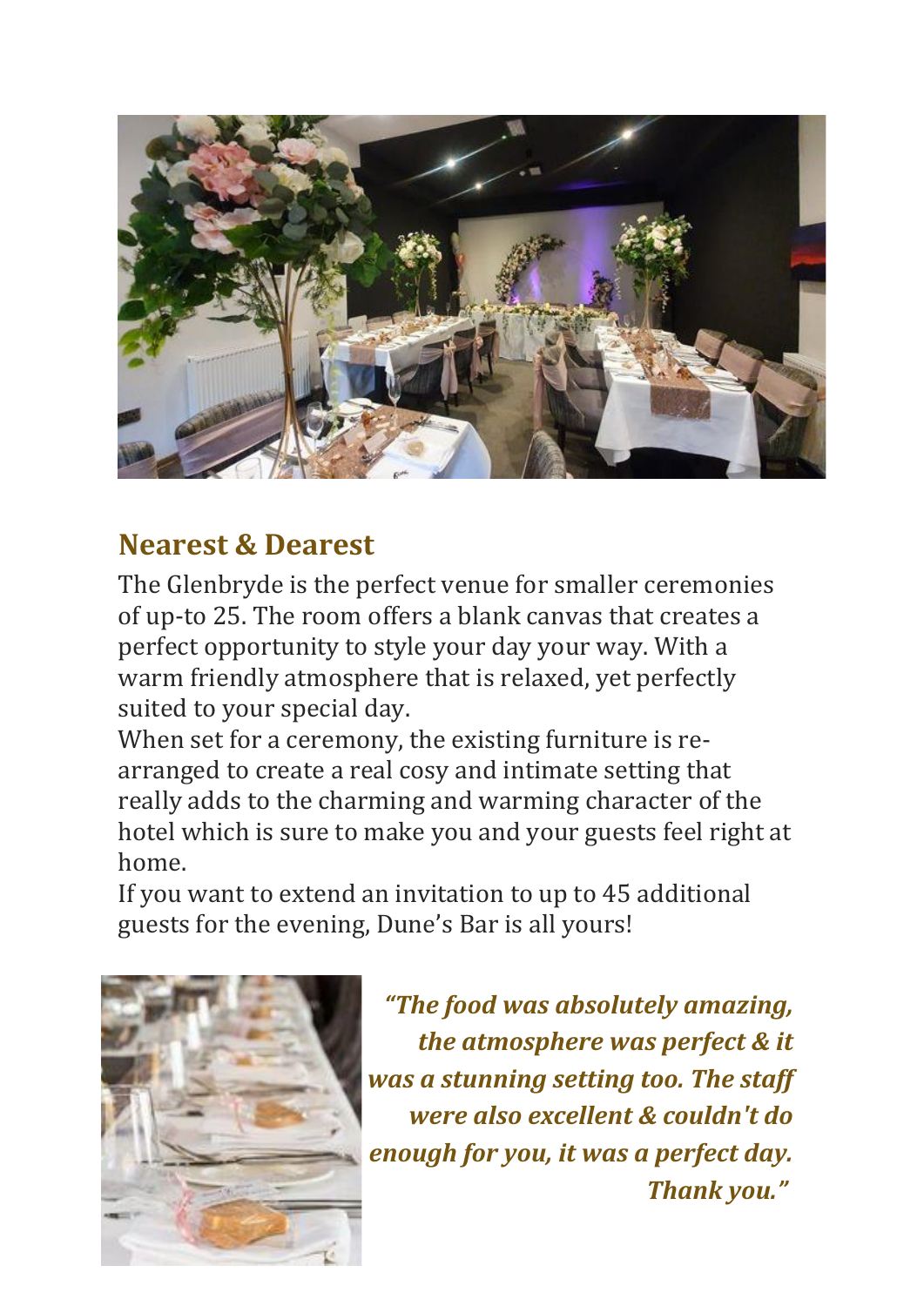## Nearest & Dearest

The Glenbryde is the perfect venue for smaller ceremonies of up-to 25. The room offers a blank canvas that creates a perfect opportunity to style your day your way. With a warm friendly atmosphere that is relaxed, yet perfectly suited to your special day.

When set for a ceremony, the existing furniture is re-arranged to create a real cosy and intimate setting that really adds to the charming and warming character of the hotel which is sure to make you and your guests feel right at home.

If you want to extend an invitation to up to 45 additional guests for the evening, Dune's Bar is all yours!

***"The food was absolutely amazing, the atmosphere was perfect & it was a stunning setting too. The staff were also excellent & couldn't do enough for you, it was a perfect day. Thank you."***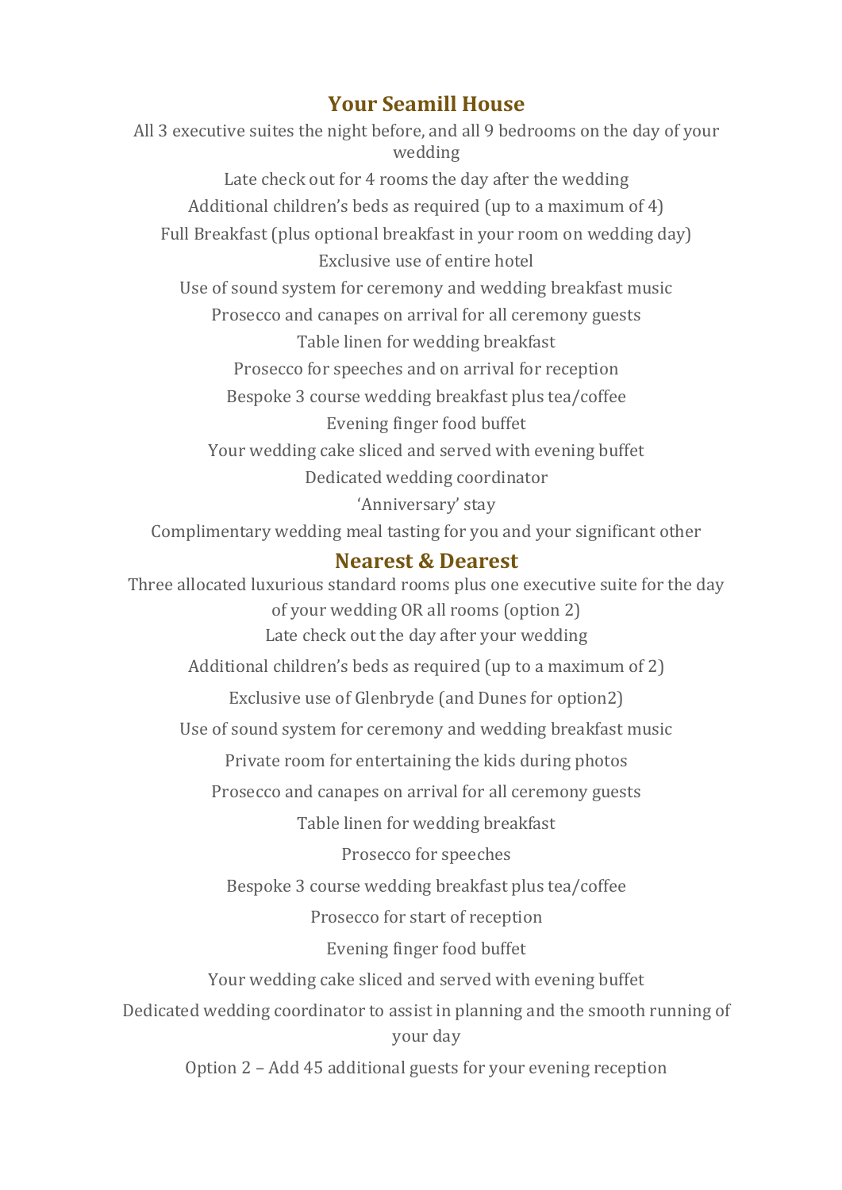## Your Seamill House

All 3 executive suites the night before, and all 9 bedrooms on the day of your wedding

Late check out for 4 rooms the day after the wedding

Additional children's beds as required (up to a maximum of 4)

Full Breakfast (plus optional breakfast in your room on wedding day)

Exclusive use of entire hotel

Use of sound system for ceremony and wedding breakfast music

Prosecco and canapes on arrival for all ceremony guests

Table linen for wedding breakfast

Prosecco for speeches and on arrival for reception

Bespoke 3 course wedding breakfast plus tea/coffee

Evening finger food buffet

Your wedding cake sliced and served with evening buffet

Dedicated wedding coordinator

'Anniversary' stay

Complimentary wedding meal tasting for you and your significant other

## Nearest & Dearest

Three allocated luxurious standard rooms plus one executive suite for the day of your wedding OR all rooms (option 2)

Late check out the day after your wedding

Additional children's beds as required (up to a maximum of 2)

Exclusive use of Glenbryde (and Dunes for option2)

Use of sound system for ceremony and wedding breakfast music

Private room for entertaining the kids during photos

Prosecco and canapes on arrival for all ceremony guests

Table linen for wedding breakfast

Prosecco for speeches

Bespoke 3 course wedding breakfast plus tea/coffee

Prosecco for start of reception

Evening finger food buffet

Your wedding cake sliced and served with evening buffet

Dedicated wedding coordinator to assist in planning and the smooth running of your day

Option 2 – Add 45 additional guests for your evening reception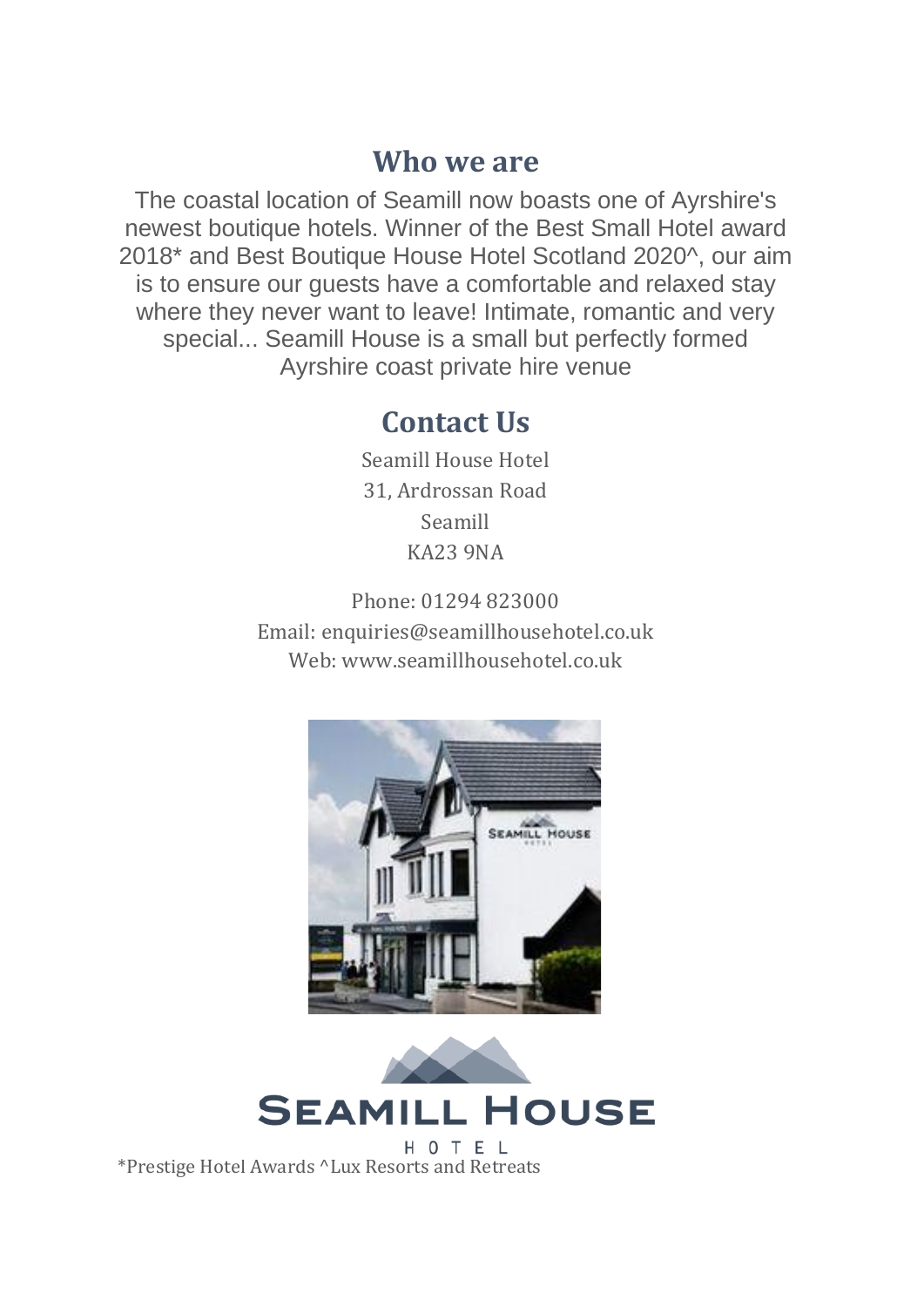## Who we are

The coastal location of Seamill now boasts one of Ayrshire's newest boutique hotels. Winner of the Best Small Hotel award 2018* and Best Boutique House Hotel Scotland 2020^, our aim is to ensure our guests have a comfortable and relaxed stay where they never want to leave! Intimate, romantic and very special... Seamill House is a small but perfectly formed Ayrshire coast private hire venue

## Contact Us

Seamill House Hotel
31, Ardrossan Road
Seamill
KA23 9NA

Phone: 01294 823000
Email: enquiries@seamillhousehotel.co.uk
Web: www.seamillhousehotel.co.uk

*Prestige Hotel Awards ^Lux Resorts and Retreats